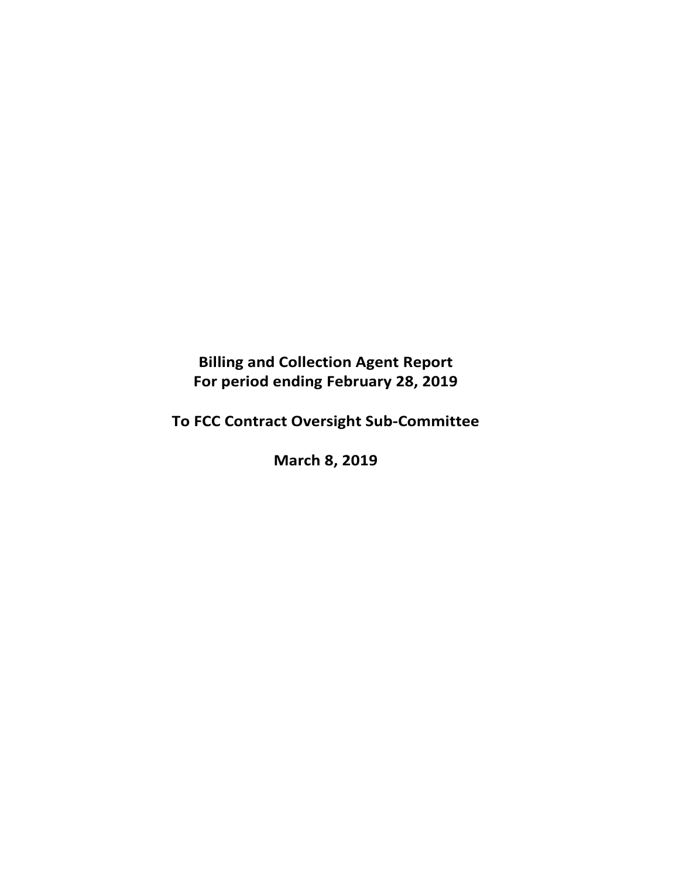# Billing and Collection Agent Report
## For period ending February 28, 2019

## To FCC Contract Oversight Sub-Committee

## March 8, 2019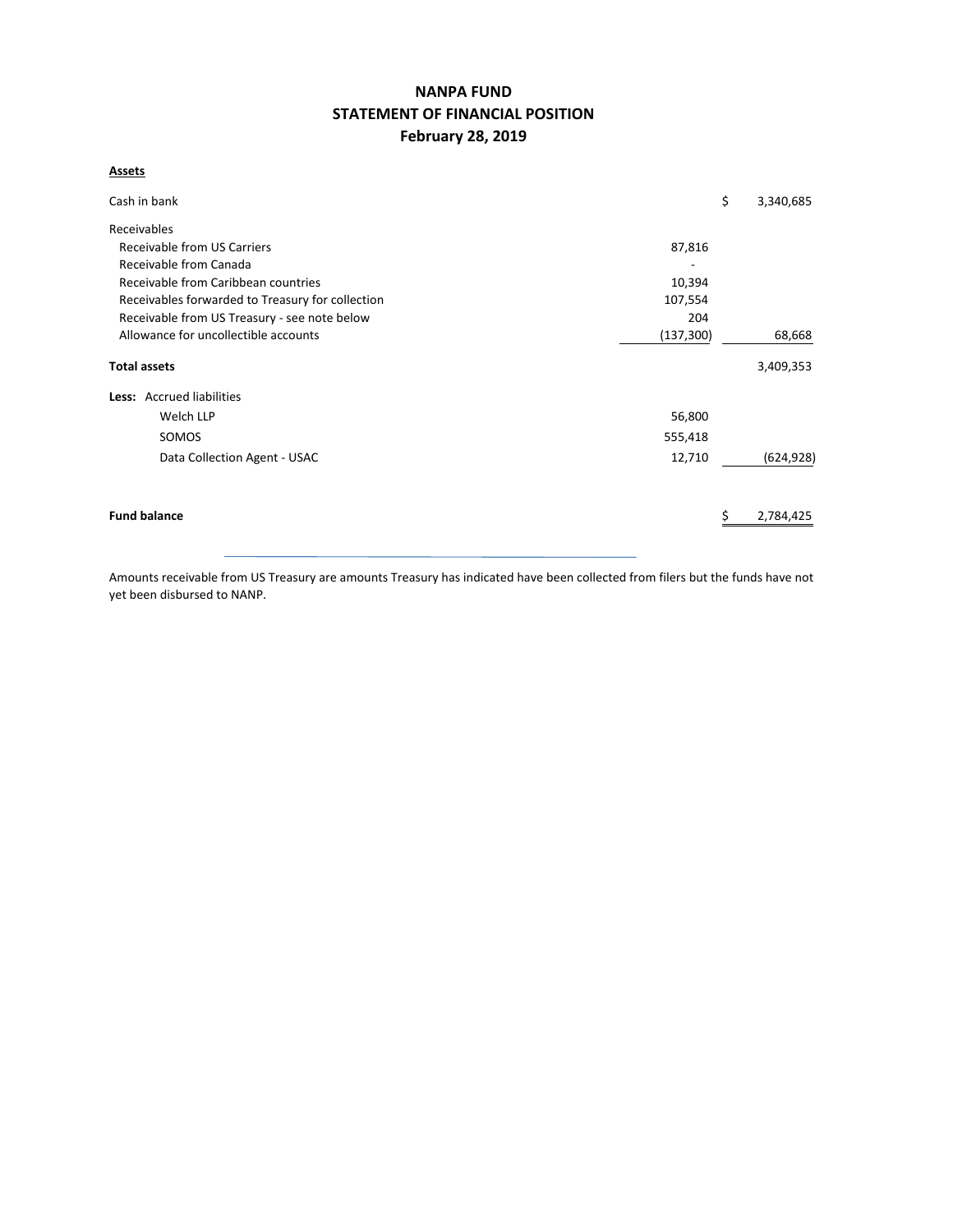# NANPA FUND
## STATEMENT OF FINANCIAL POSITION
### February 28, 2019

**Assets**

| | | | |
|---|---|---|---|
| Cash in bank | | $ | 3,340,685 |
| Receivables | | | |
| Receivable from US Carriers | 87,816 | | |
| Receivable from Canada | - | | |
| Receivable from Caribbean countries | 10,394 | | |
| Receivables forwarded to Treasury for collection | 107,554 | | |
| Receivable from US Treasury - see note below | 204 | | |
| Allowance for uncollectible accounts | (137,300) | | 68,668 |
| **Total assets** | | | 3,409,353 |
| **Less:** Accrued liabilities | | | |
| Welch LLP | 56,800 | | |
| SOMOS | 555,418 | | |
| Data Collection Agent - USAC | 12,710 | | (624,928) |
| **Fund balance** | | $ | 2,784,425 |

Amounts receivable from US Treasury are amounts Treasury has indicated have been collected from filers but the funds have not yet been disbursed to NANP.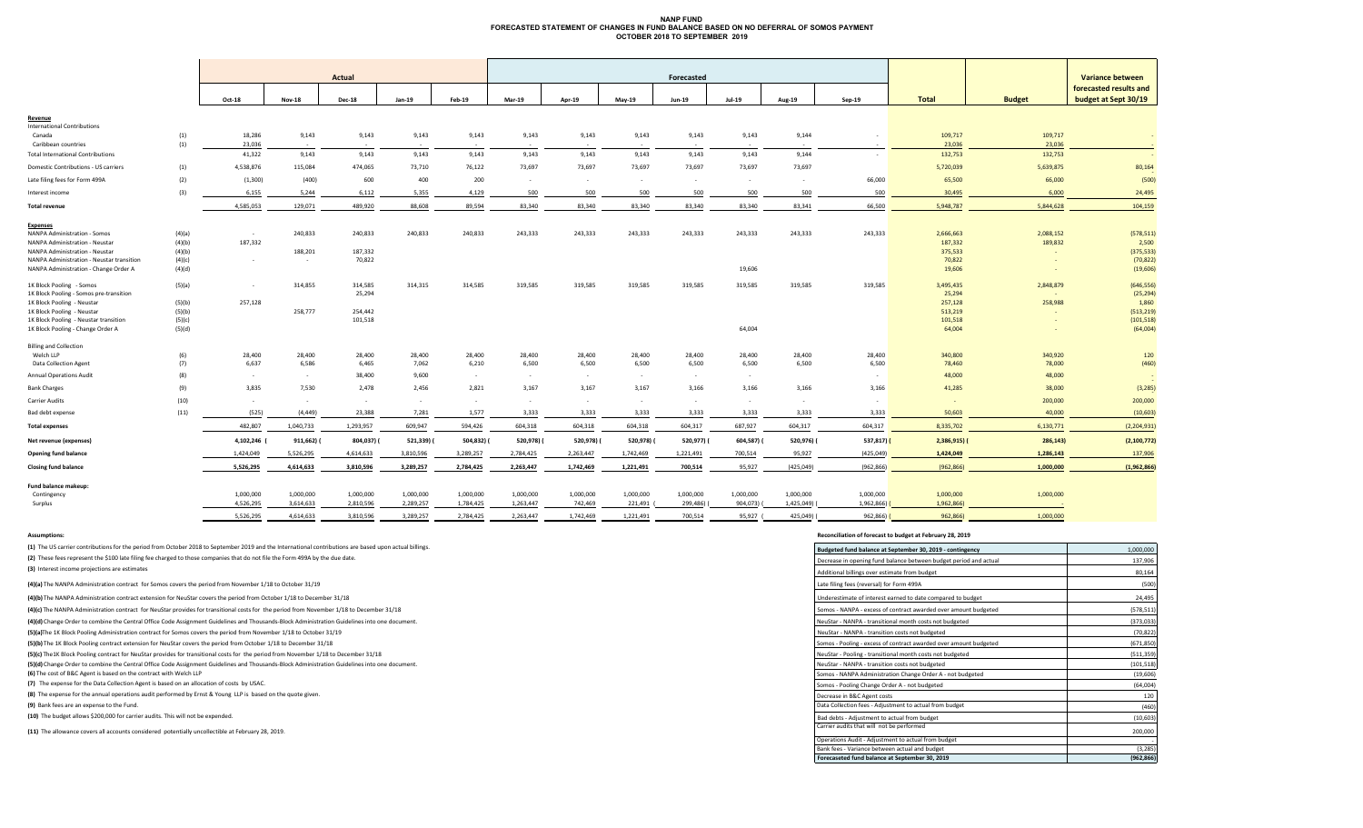# NANP FUND
## FORECASTED STATEMENT OF CHANGES IN FUND BALANCE BASED ON NO DEFERRAL OF SOMOS PAYMENT
## OCTOBER 2018 TO SEPTEMBER 2019

| | | Actual | | | | | Forecasted | | | | | | | | | Variance between forecasted results and budget at Sept 30/19 |
|---|---|---|---|---|---|---|---|---|---|---|---|---|---|---|---|---|
| | | Oct-18 | Nov-18 | Dec-18 | Jan-19 | Feb-19 | Mar-19 | Apr-19 | May-19 | Jun-19 | Jul-19 | Aug-19 | Sep-19 | Total | Budget | |
| **Revenue** | | | | | | | | | | | | | | | | |
| International Contributions | | | | | | | | | | | | | | | | |
| Canada | (1) | 18,286 | 9,143 | 9,143 | 9,143 | 9,143 | 9,143 | 9,143 | 9,143 | 9,143 | 9,143 | 9,144 | - | 109,717 | 109,717 | - |
| Caribbean countries | (1) | 23,036 | - | - | - | - | - | - | - | - | - | - | - | 23,036 | 23,036 | - |
| Total International Contributions | | 41,322 | 9,143 | 9,143 | 9,143 | 9,143 | 9,143 | 9,143 | 9,143 | 9,143 | 9,143 | 9,144 | - | 132,753 | 132,753 | - |
| Domestic Contributions - US carriers | (1) | 4,538,876 | 115,084 | 474,065 | 73,710 | 76,122 | 73,697 | 73,697 | 73,697 | 73,697 | 73,697 | 73,697 | | 5,720,039 | 5,639,875 | 80,164 |
| Late filing fees for Form 499A | (2) | (1,300) | (400) | 600 | 400 | 200 | - | - | - | - | - | - | 66,000 | 65,500 | 66,000 | (500) |
| Interest income | (3) | 6,155 | 5,244 | 6,112 | 5,355 | 4,129 | 500 | 500 | 500 | 500 | 500 | 500 | 500 | 30,495 | 6,000 | 24,495 |
| **Total revenue** | | 4,585,053 | 129,071 | 489,920 | 88,608 | 89,594 | 83,340 | 83,340 | 83,340 | 83,340 | 83,340 | 83,341 | 66,500 | 5,948,787 | 5,844,628 | 104,159 |
| **Expenses** | | | | | | | | | | | | | | | | |
| NANPA Administration - Somos | (4)(a) | - | 240,833 | 240,833 | 240,833 | 240,833 | 243,333 | 243,333 | 243,333 | 243,333 | 243,333 | 243,333 | 243,333 | 2,666,663 | 2,088,152 | (578,511) |
| NANPA Administration - Neustar | (4)(b) | 187,332 | | | | | | | | | | | | 187,332 | 189,832 | 2,500 |
| NANPA Administration - Neustar | (4)(b) | | 188,201 | 187,332 | | | | | | | | | | 375,533 | - | (375,533) |
| NANPA Administration - Neustar transition | (4)(c) | - | - | 70,822 | | | | | | | | | | 70,822 | - | (70,822) |
| NANPA Administration - Change Order A | (4)(d) | | | | | | | | | | 19,606 | | | 19,606 | - | (19,606) |
| 1K Block Pooling - Somos | (5)(a) | - | 314,855 | 314,585 | 314,315 | 314,585 | 319,585 | 319,585 | 319,585 | 319,585 | 319,585 | 319,585 | 319,585 | 3,495,435 | 2,848,879 | (646,556) |
| 1K Block Pooling - Somos pre-transition | | | | 25,294 | | | | | | | | | | 25,294 | | (25,294) |
| 1K Block Pooling - Neustar | (5)(b) | 257,128 | | | | | | | | | | | | 257,128 | 258,988 | 1,860 |
| 1K Block Pooling - Neustar | (5)(b) | | 258,777 | 254,442 | | | | | | | | | | 513,219 | - | (513,219) |
| 1K Block Pooling - Neustar transition | (5)(c) | | | 101,518 | | | | | | | | | | 101,518 | - | (101,518) |
| 1K Block Pooling - Change Order A | (5)(d) | | | | | | | | | | 64,004 | | | 64,004 | - | (64,004) |
| Billing and Collection | | | | | | | | | | | | | | | | |
| Welch LLP | (6) | 28,400 | 28,400 | 28,400 | 28,400 | 28,400 | 28,400 | 28,400 | 28,400 | 28,400 | 28,400 | 28,400 | 28,400 | 340,800 | 340,920 | 120 |
| Data Collection Agent | (7) | 6,637 | 6,586 | 6,465 | 7,062 | 6,210 | 6,500 | 6,500 | 6,500 | 6,500 | 6,500 | 6,500 | 6,500 | 78,460 | 78,000 | (460) |
| Annual Operations Audit | (8) | - | - | 38,400 | 9,600 | - | - | - | - | - | - | | - | 48,000 | 48,000 | - |
| Bank Charges | (9) | 3,835 | 7,530 | 2,478 | 2,456 | 2,821 | 3,167 | 3,167 | 3,167 | 3,166 | 3,166 | 3,166 | 3,166 | 41,285 | 38,000 | (3,285) |
| Carrier Audits | (10) | - | - | - | - | - | - | - | - | - | - | - | - | - | 200,000 | 200,000 |
| Bad debt expense | (11) | (525) | (4,449) | 23,388 | 7,281 | 1,577 | 3,333 | 3,333 | 3,333 | 3,333 | 3,333 | 3,333 | 3,333 | 50,603 | 40,000 | (10,603) |
| **Total expenses** | | 482,807 | 1,040,733 | 1,293,957 | 609,947 | 594,426 | 604,318 | 604,318 | 604,318 | 604,317 | 687,927 | 604,317 | 604,317 | 8,335,702 | 6,130,771 | (2,204,931) |
| **Net revenue (expenses)** | | 4,102,246 | (911,662) | (804,037) | (521,339) | (504,832) | (520,978) | (520,978) | (520,978) | (520,977) | (604,587) | (520,976) | (537,817) | (2,386,915) | (286,143) | (2,100,772) |
| **Opening fund balance** | | 1,424,049 | 5,526,295 | 4,614,633 | 3,810,596 | 3,289,257 | 2,784,425 | 2,263,447 | 1,742,469 | 1,221,491 | 700,514 | 95,927 | (425,049) | 1,424,049 | 1,286,143 | 137,906 |
| **Closing fund balance** | | 5,526,295 | 4,614,633 | 3,810,596 | 3,289,257 | 2,784,425 | 2,263,447 | 1,742,469 | 1,221,491 | 700,514 | 95,927 | (425,049) | (962,866) | (962,866) | 1,000,000 | (1,962,866) |
| **Fund balance makeup:** | | | | | | | | | | | | | | | | |
| Contingency | | 1,000,000 | 1,000,000 | 1,000,000 | 1,000,000 | 1,000,000 | 1,000,000 | 1,000,000 | 1,000,000 | 1,000,000 | 1,000,000 | 1,000,000 | 1,000,000 | 1,000,000 | 1,000,000 | |
| Surplus | | 4,526,295 | 3,614,633 | 2,810,596 | 2,289,257 | 1,784,425 | 1,263,447 | 742,469 | 221,491 | (299,486) | (904,073) | (1,425,049) | (1,962,866) | (1,962,866) | - | |
| | | 5,526,295 | 4,614,633 | 3,810,596 | 3,289,257 | 2,784,425 | 2,263,447 | 1,742,469 | 1,221,491 | 700,514 | 95,927 | (425,049) | (962,866) | (962,866) | 1,000,000 | |

**Assumptions:**

**(1)** The US carrier contributions for the period from October 2018 to September 2019 and the International contributions are based upon actual billings.

**(2)** These fees represent the $100 late filing fee charged to those companies that do not file the Form 499A by the due date.

**(3)** Interest income projections are estimates

**(4)(a)** The NANPA Administration contract for Somos covers the period from November 1/18 to October 31/19

**(4)(b)** The NANPA Administration contract extension for NeuStar covers the period from October 1/18 to December 31/18

**(4)(c)** The NANPA Administration contract for NeuStar provides for transitional costs for the period from November 1/18 to December 31/18

**(4)(d)** Change Order to combine the Central Office Code Assignment Guidelines and Thousands-Block Administration Guidelines into one document.

**(5)(a)** The 1K Block Pooling Administration contract for Somos covers the period from November 1/18 to October 31/19

**(5)(b)** The 1K Block Pooling contract extension for NeuStar covers the period from October 1/18 to December 31/18

**(5)(c)** The 1K Block Pooling contract for NeuStar provides for transitional costs for the period from November 1/18 to December 31/18

**(5)(d)** Change Order to combine the Central Office Code Assignment Guidelines and Thousands-Block Administration Guidelines into one document.

**(6)** The cost of B&C Agent is based on the contract with Welch LLP

**(7)** The expense for the Data Collection Agent is based on an allocation of costs by USAC.

**(8)** The expense for the annual operations audit performed by Ernst & Young LLP is based on the quote given.

**(9)** Bank fees are an expense to the Fund.

**(10)** The budget allows $200,000 for carrier audits. This will not be expended.

**(11)** The allowance covers all accounts considered potentially uncollectible at February 28, 2019.

**Reconciliation of forecast to budget at February 28, 2019**

| Item | Amount |
|---|---|
| **Budgeted fund balance at September 30, 2019 - contingency** | 1,000,000 |
| Decrease in opening fund balance between budget period and actual | 137,906 |
| Additional billings over estimate from budget | 80,164 |
| Late filing fees (reversal) for Form 499A | (500) |
| Underestimate of interest earned to date compared to budget | 24,495 |
| Somos - NANPA - excess of contract awarded over amount budgeted | (578,511) |
| NeuStar - NANPA - transitional month costs not budgeted | (373,033) |
| NeuStar - NANPA - transition costs not budgeted | (70,822) |
| Somos - Pooling - excess of contract awarded over amount budgeted | (671,850) |
| NeuStar - Pooling - transitional month costs not budgeted | (511,359) |
| NeuStar - NANPA - transition costs not budgeted | (101,518) |
| Somos - NANPA Administration Change Order A - not budgeted | (19,606) |
| Somos - Pooling Change Order A - not budgeted | (64,004) |
| Decrease in B&C Agent costs | 120 |
| Data Collection fees - Adjustment to actual from budget | (460) |
| Bad debts - Adjustment to actual from budget | (10,603) |
| Carrier audits that will not be performed | 200,000 |
| Operations Audit - Adjustment to actual from budget | - |
| Bank fees - Variance between actual and budget | (3,285) |
| **Forecaseted fund balance at September 30, 2019** | **(962,866)** |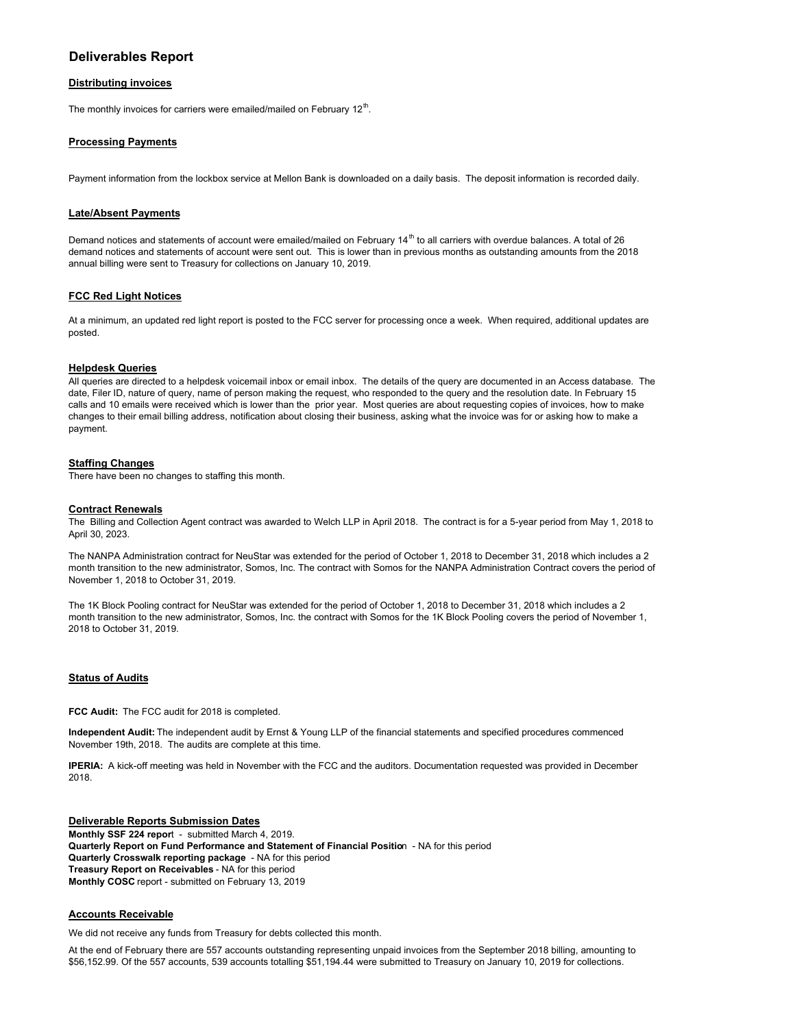# Deliverables Report

## Distributing invoices

The monthly invoices for carriers were emailed/mailed on February 12th.

## Processing Payments

Payment information from the lockbox service at Mellon Bank is downloaded on a daily basis. The deposit information is recorded daily.

## Late/Absent Payments

Demand notices and statements of account were emailed/mailed on February 14th to all carriers with overdue balances. A total of 26 demand notices and statements of account were sent out. This is lower than in previous months as outstanding amounts from the 2018 annual billing were sent to Treasury for collections on January 10, 2019.

## FCC Red Light Notices

At a minimum, an updated red light report is posted to the FCC server for processing once a week. When required, additional updates are posted.

## Helpdesk Queries

All queries are directed to a helpdesk voicemail inbox or email inbox. The details of the query are documented in an Access database. The date, Filer ID, nature of query, name of person making the request, who responded to the query and the resolution date. In February 15 calls and 10 emails were received which is lower than the prior year. Most queries are about requesting copies of invoices, how to make changes to their email billing address, notification about closing their business, asking what the invoice was for or asking how to make a payment.

## Staffing Changes

There have been no changes to staffing this month.

## Contract Renewals

The Billing and Collection Agent contract was awarded to Welch LLP in April 2018. The contract is for a 5-year period from May 1, 2018 to April 30, 2023.

The NANPA Administration contract for NeuStar was extended for the period of October 1, 2018 to December 31, 2018 which includes a 2 month transition to the new administrator, Somos, Inc. The contract with Somos for the NANPA Administration Contract covers the period of November 1, 2018 to October 31, 2019.

The 1K Block Pooling contract for NeuStar was extended for the period of October 1, 2018 to December 31, 2018 which includes a 2 month transition to the new administrator, Somos, Inc. the contract with Somos for the 1K Block Pooling covers the period of November 1, 2018 to October 31, 2019.

## Status of Audits

**FCC Audit:** The FCC audit for 2018 is completed.

**Independent Audit:** The independent audit by Ernst & Young LLP of the financial statements and specified procedures commenced November 19th, 2018. The audits are complete at this time.

**IPERIA:** A kick-off meeting was held in November with the FCC and the auditors. Documentation requested was provided in December 2018.

## Deliverable Reports Submission Dates

**Monthly SSF 224 report** - submitted March 4, 2019.
**Quarterly Report on Fund Performance and Statement of Financial Position** - NA for this period
**Quarterly Crosswalk reporting package** - NA for this period
**Treasury Report on Receivables** - NA for this period
**Monthly COSC** report - submitted on February 13, 2019

## Accounts Receivable

We did not receive any funds from Treasury for debts collected this month.

At the end of February there are 557 accounts outstanding representing unpaid invoices from the September 2018 billing, amounting to $56,152.99. Of the 557 accounts, 539 accounts totalling $51,194.44 were submitted to Treasury on January 10, 2019 for collections.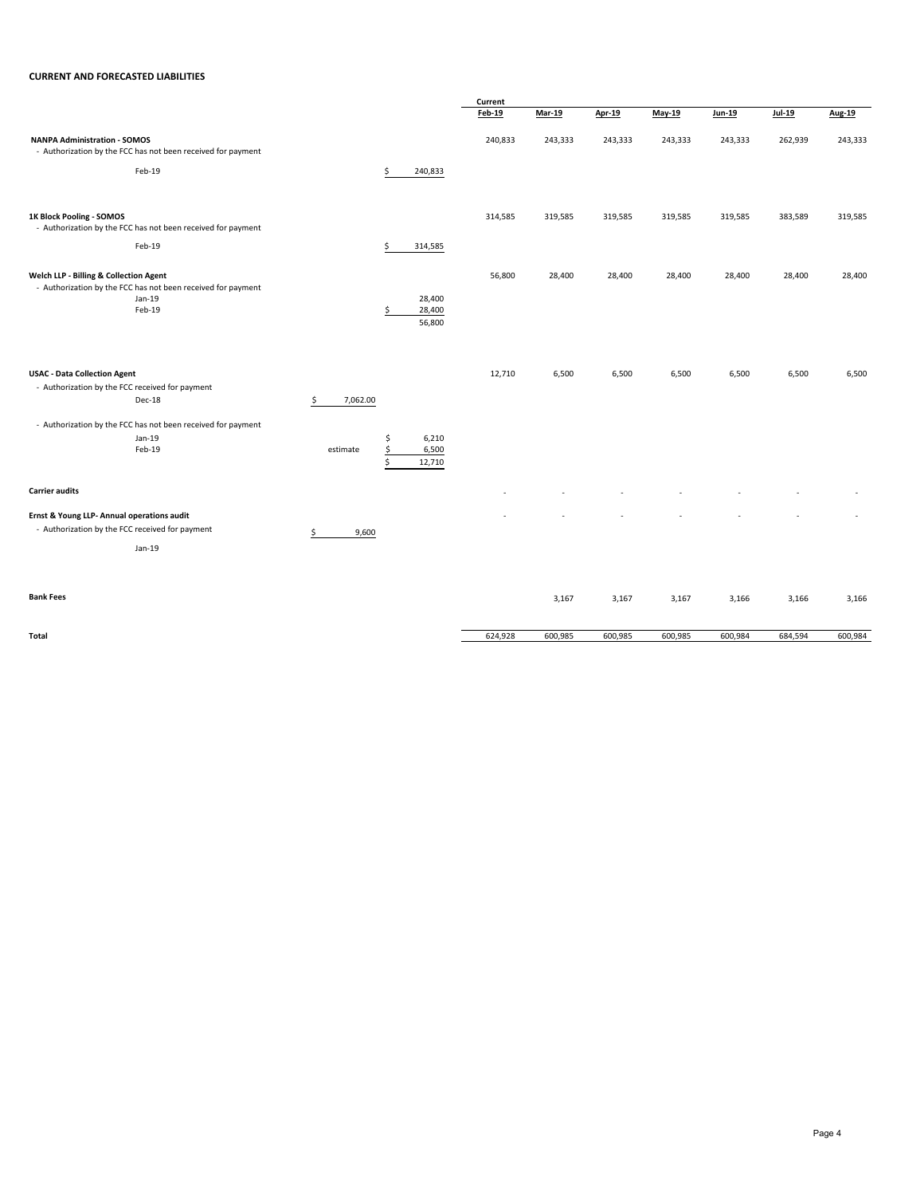**CURRENT AND FORECASTED LIABILITIES**

| | | | Current Feb-19 | Mar-19 | Apr-19 | May-19 | Jun-19 | Jul-19 | Aug-19 |
|---|---|---|---|---|---|---|---|---|---|
| **NANPA Administration - SOMOS** | | | 240,833 | 243,333 | 243,333 | 243,333 | 243,333 | 262,939 | 243,333 |
| - Authorization by the FCC has not been received for payment | | | | | | | | | |
| Feb-19 | | $ 240,833 | | | | | | | |
| **1K Block Pooling - SOMOS** | | | 314,585 | 319,585 | 319,585 | 319,585 | 319,585 | 383,589 | 319,585 |
| - Authorization by the FCC has not been received for payment | | | | | | | | | |
| Feb-19 | | $ 314,585 | | | | | | | |
| **Welch LLP - Billing & Collection Agent** | | | 56,800 | 28,400 | 28,400 | 28,400 | 28,400 | 28,400 | 28,400 |
| - Authorization by the FCC has not been received for payment | | | | | | | | | |
| Jan-19 | | 28,400 | | | | | | | |
| Feb-19 | | $ 28,400 | | | | | | | |
| | | 56,800 | | | | | | | |
| **USAC - Data Collection Agent** | | | 12,710 | 6,500 | 6,500 | 6,500 | 6,500 | 6,500 | 6,500 |
| - Authorization by the FCC received for payment | | | | | | | | | |
| Dec-18 | $ 7,062.00 | | | | | | | | |
| - Authorization by the FCC has not been received for payment | | | | | | | | | |
| Jan-19 | | $ 6,210 | | | | | | | |
| Feb-19 | estimate | $ 6,500 | | | | | | | |
| | | $ 12,710 | | | | | | | |
| **Carrier audits** | | | - | - | - | - | - | - | - |
| **Ernst & Young LLP- Annual operations audit** | | | - | - | - | - | - | - | - |
| - Authorization by the FCC received for payment | $ 9,600 | | | | | | | | |
| Jan-19 | | | | | | | | | |
| **Bank Fees** | | | | 3,167 | 3,167 | 3,167 | 3,166 | 3,166 | 3,166 |
| **Total** | | | 624,928 | 600,985 | 600,985 | 600,985 | 600,984 | 684,594 | 600,984 |